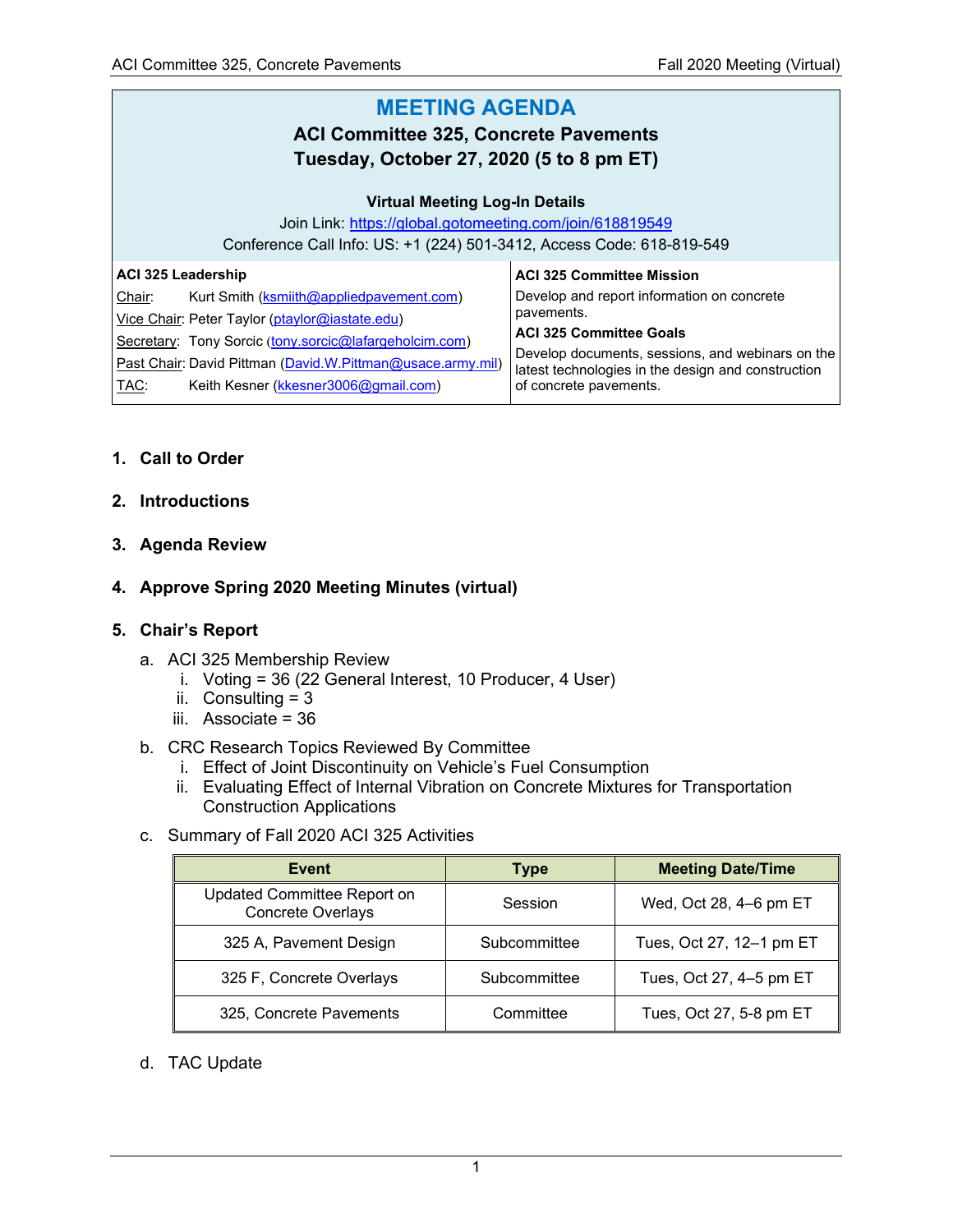# MEETING AGENDA

## ACI Committee 325, Concrete Pavements

## Tuesday, October 27, 2020 (5 to 8 pm ET)

**Virtual Meeting Log-In Details**

Join Link: https://global.gotomeeting.com/join/618819549

Conference Call Info: US: +1 (224) 501-3412, Access Code: 618-819-549

| **ACI 325 Leadership** | **ACI 325 Committee Mission** |
|---|---|
| Chair: Kurt Smith (ksmiith@appliedpavement.com) | Develop and report information on concrete pavements. |
| Vice Chair: Peter Taylor (ptaylor@iastate.edu) | **ACI 325 Committee Goals** |
| Secretary: Tony Sorcic (tony.sorcic@lafargeholcim.com) | Develop documents, sessions, and webinars on the latest technologies in the design and construction of concrete pavements. |
| Past Chair: David Pittman (David.W.Pittman@usace.army.mil) | |
| TAC: Keith Kesner (kkesner3006@gmail.com) | |

1. **Call to Order**

2. **Introductions**

3. **Agenda Review**

4. **Approve Spring 2020 Meeting Minutes (virtual)**

5. **Chair's Report**

   a. ACI 325 Membership Review
      i. Voting = 36 (22 General Interest, 10 Producer, 4 User)
      ii. Consulting = 3
      iii. Associate = 36

   b. CRC Research Topics Reviewed By Committee
      i. Effect of Joint Discontinuity on Vehicle's Fuel Consumption
      ii. Evaluating Effect of Internal Vibration on Concrete Mixtures for Transportation Construction Applications

   c. Summary of Fall 2020 ACI 325 Activities

| Event | Type | Meeting Date/Time |
|---|---|---|
| Updated Committee Report on Concrete Overlays | Session | Wed, Oct 28, 4–6 pm ET |
| 325 A, Pavement Design | Subcommittee | Tues, Oct 27, 12–1 pm ET |
| 325 F, Concrete Overlays | Subcommittee | Tues, Oct 27, 4–5 pm ET |
| 325, Concrete Pavements | Committee | Tues, Oct 27, 5-8 pm ET |

   d. TAC Update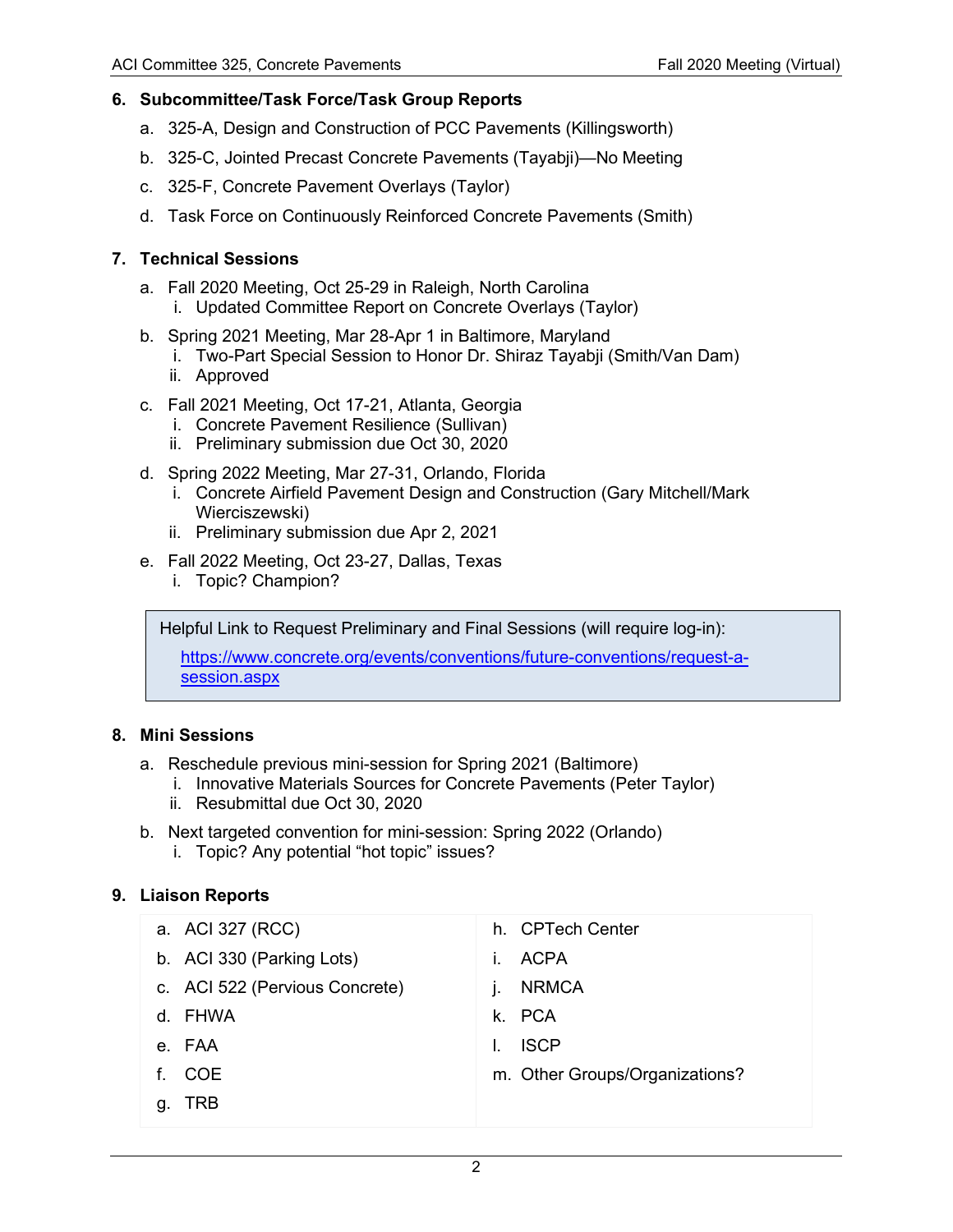**6. Subcommittee/Task Force/Task Group Reports**

a. 325-A, Design and Construction of PCC Pavements (Killingsworth)

b. 325-C, Jointed Precast Concrete Pavements (Tayabji)—No Meeting

c. 325-F, Concrete Pavement Overlays (Taylor)

d. Task Force on Continuously Reinforced Concrete Pavements (Smith)

**7. Technical Sessions**

a. Fall 2020 Meeting, Oct 25-29 in Raleigh, North Carolina
   i. Updated Committee Report on Concrete Overlays (Taylor)

b. Spring 2021 Meeting, Mar 28-Apr 1 in Baltimore, Maryland
   i. Two-Part Special Session to Honor Dr. Shiraz Tayabji (Smith/Van Dam)
   ii. Approved

c. Fall 2021 Meeting, Oct 17-21, Atlanta, Georgia
   i. Concrete Pavement Resilience (Sullivan)
   ii. Preliminary submission due Oct 30, 2020

d. Spring 2022 Meeting, Mar 27-31, Orlando, Florida
   i. Concrete Airfield Pavement Design and Construction (Gary Mitchell/Mark Wierciszewski)
   ii. Preliminary submission due Apr 2, 2021

e. Fall 2022 Meeting, Oct 23-27, Dallas, Texas
   i. Topic? Champion?

> Helpful Link to Request Preliminary and Final Sessions (will require log-in):
>
> https://www.concrete.org/events/conventions/future-conventions/request-a-session.aspx

**8. Mini Sessions**

a. Reschedule previous mini-session for Spring 2021 (Baltimore)
   i. Innovative Materials Sources for Concrete Pavements (Peter Taylor)
   ii. Resubmittal due Oct 30, 2020

b. Next targeted convention for mini-session: Spring 2022 (Orlando)
   i. Topic? Any potential "hot topic" issues?

**9. Liaison Reports**

a. ACI 327 (RCC)
b. ACI 330 (Parking Lots)
c. ACI 522 (Pervious Concrete)
d. FHWA
e. FAA
f. COE
g. TRB
h. CPTech Center
i. ACPA
j. NRMCA
k. PCA
l. ISCP
m. Other Groups/Organizations?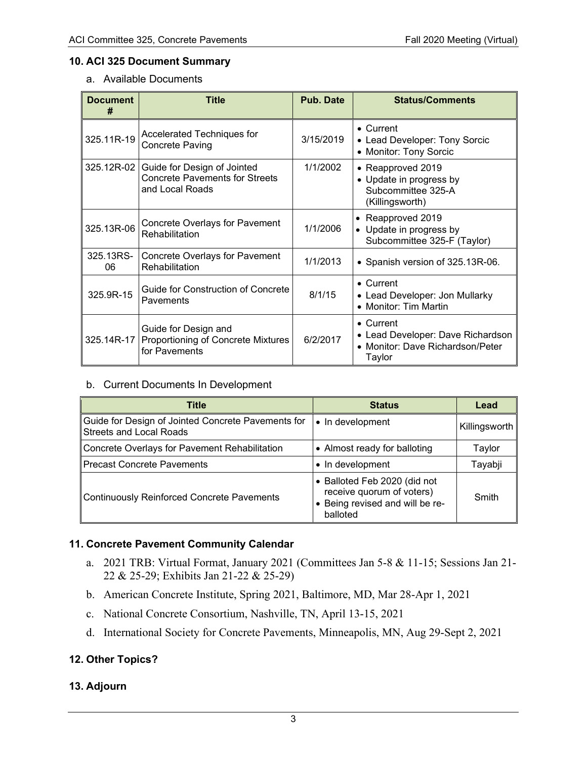## 10. ACI 325 Document Summary

a. Available Documents

| Document # | Title | Pub. Date | Status/Comments |
|---|---|---|---|
| 325.11R-19 | Accelerated Techniques for Concrete Paving | 3/15/2019 | • Current<br>• Lead Developer: Tony Sorcic<br>• Monitor: Tony Sorcic |
| 325.12R-02 | Guide for Design of Jointed Concrete Pavements for Streets and Local Roads | 1/1/2002 | • Reapproved 2019<br>• Update in progress by Subcommittee 325-A (Killingsworth) |
| 325.13R-06 | Concrete Overlays for Pavement Rehabilitation | 1/1/2006 | • Reapproved 2019<br>• Update in progress by Subcommittee 325-F (Taylor) |
| 325.13RS-06 | Concrete Overlays for Pavement Rehabilitation | 1/1/2013 | • Spanish version of 325.13R-06. |
| 325.9R-15 | Guide for Construction of Concrete Pavements | 8/1/15 | • Current<br>• Lead Developer: Jon Mullarky<br>• Monitor: Tim Martin |
| 325.14R-17 | Guide for Design and Proportioning of Concrete Mixtures for Pavements | 6/2/2017 | • Current<br>• Lead Developer: Dave Richardson<br>• Monitor: Dave Richardson/Peter Taylor |

b. Current Documents In Development

| Title | Status | Lead |
|---|---|---|
| Guide for Design of Jointed Concrete Pavements for Streets and Local Roads | • In development | Killingsworth |
| Concrete Overlays for Pavement Rehabilitation | • Almost ready for balloting | Taylor |
| Precast Concrete Pavements | • In development | Tayabji |
| Continuously Reinforced Concrete Pavements | • Balloted Feb 2020 (did not receive quorum of voters)<br>• Being revised and will be re-balloted | Smith |

## 11. Concrete Pavement Community Calendar

a. 2021 TRB: Virtual Format, January 2021 (Committees Jan 5-8 & 11-15; Sessions Jan 21-22 & 25-29; Exhibits Jan 21-22 & 25-29)

b. American Concrete Institute, Spring 2021, Baltimore, MD, Mar 28-Apr 1, 2021

c. National Concrete Consortium, Nashville, TN, April 13-15, 2021

d. International Society for Concrete Pavements, Minneapolis, MN, Aug 29-Sept 2, 2021

## 12. Other Topics?

## 13. Adjourn